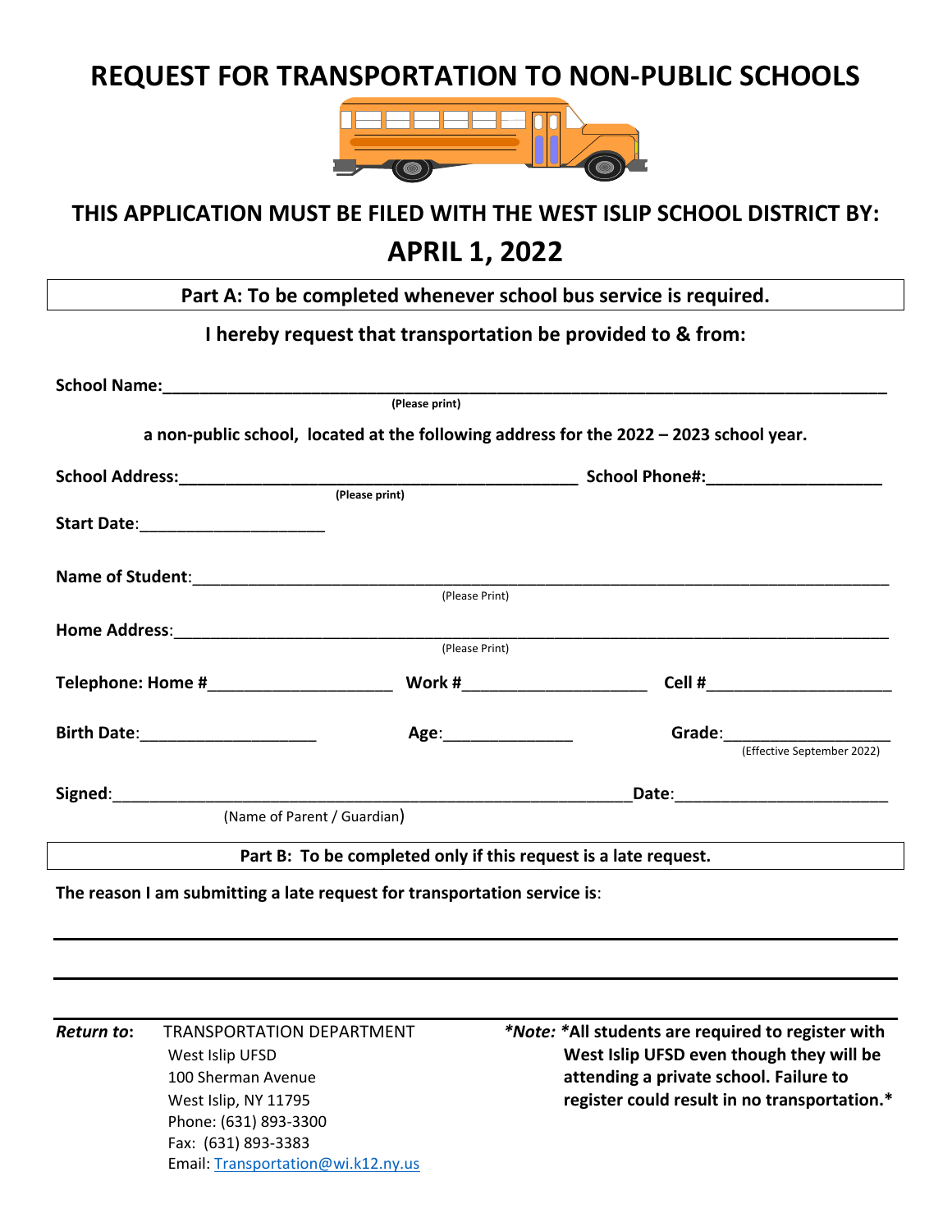# REQUEST FOR TRANSPORTATION TO NON-PUBLIC SCHOOLS

## THIS APPLICATION MUST BE FILED WITH THE WEST ISLIP SCHOOL DISTRICT BY:

## APRIL 1, 2022

**Part A: To be completed whenever school bus service is required.**

**I hereby request that transportation be provided to & from:**

**School Name:**_______________________________________________________________________________
(Please print)

**a non-public school, located at the following address for the 2022 – 2023 school year.**

**School Address:**_____________________________________________ **School Phone#:**___________________
(Please print)

**Start Date:**____________________

**Name of Student:**_____________________________________________________________________________
(Please Print)

**Home Address:**_______________________________________________________________________________
(Please Print)

**Telephone: Home #**____________________ **Work #**____________________ **Cell #**_____________________

**Birth Date:**___________________ **Age:**______________ **Grade:**__________________
(Effective September 2022)

**Signed:**__________________________________________________________**Date:**______________________
(Name of Parent / Guardian)

**Part B: To be completed only if this request is a late request.**

**The reason I am submitting a late request for transportation service is:**

_______________________________________________________________________________________________

_______________________________________________________________________________________________

***Return to*:** TRANSPORTATION DEPARTMENT
West Islip UFSD
100 Sherman Avenue
West Islip, NY 11795
Phone: (631) 893-3300
Fax: (631) 893-3383
Email: Transportation@wi.k12.ny.us

***Note:* \*All students are required to register with West Islip UFSD even though they will be attending a private school. Failure to register could result in no transportation.\***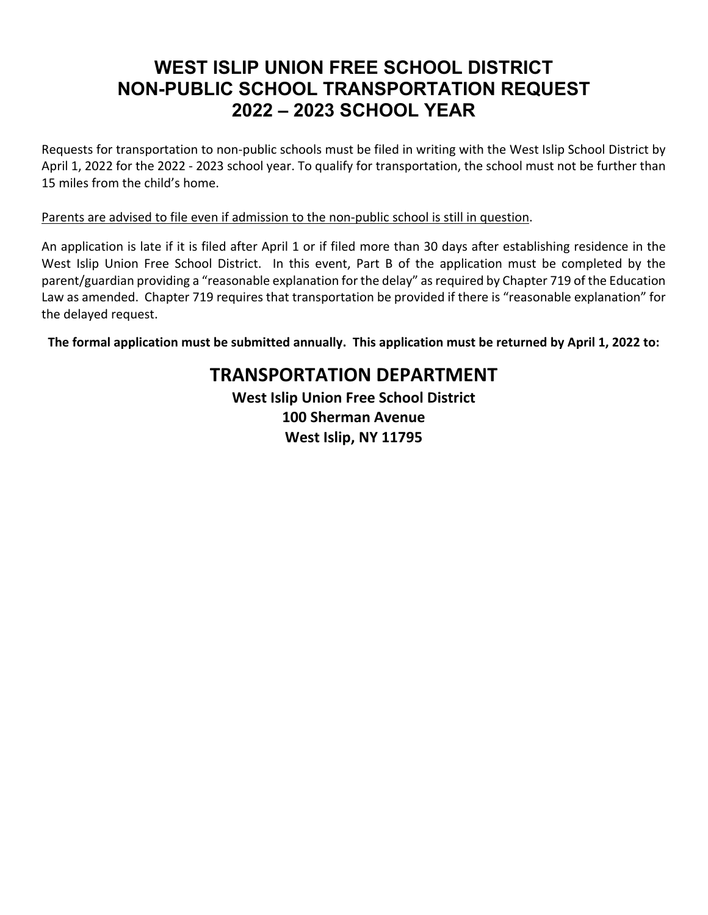# WEST ISLIP UNION FREE SCHOOL DISTRICT
# NON-PUBLIC SCHOOL TRANSPORTATION REQUEST
# 2022 – 2023 SCHOOL YEAR

Requests for transportation to non-public schools must be filed in writing with the West Islip School District by April 1, 2022 for the 2022 - 2023 school year. To qualify for transportation, the school must not be further than 15 miles from the child's home.

<u>Parents are advised to file even if admission to the non-public school is still in question</u>.

An application is late if it is filed after April 1 or if filed more than 30 days after establishing residence in the West Islip Union Free School District. In this event, Part B of the application must be completed by the parent/guardian providing a "reasonable explanation for the delay" as required by Chapter 719 of the Education Law as amended. Chapter 719 requires that transportation be provided if there is "reasonable explanation" for the delayed request.

**The formal application must be submitted annually. This application must be returned by April 1, 2022 to:**

## TRANSPORTATION DEPARTMENT

**West Islip Union Free School District**
**100 Sherman Avenue**
**West Islip, NY 11795**